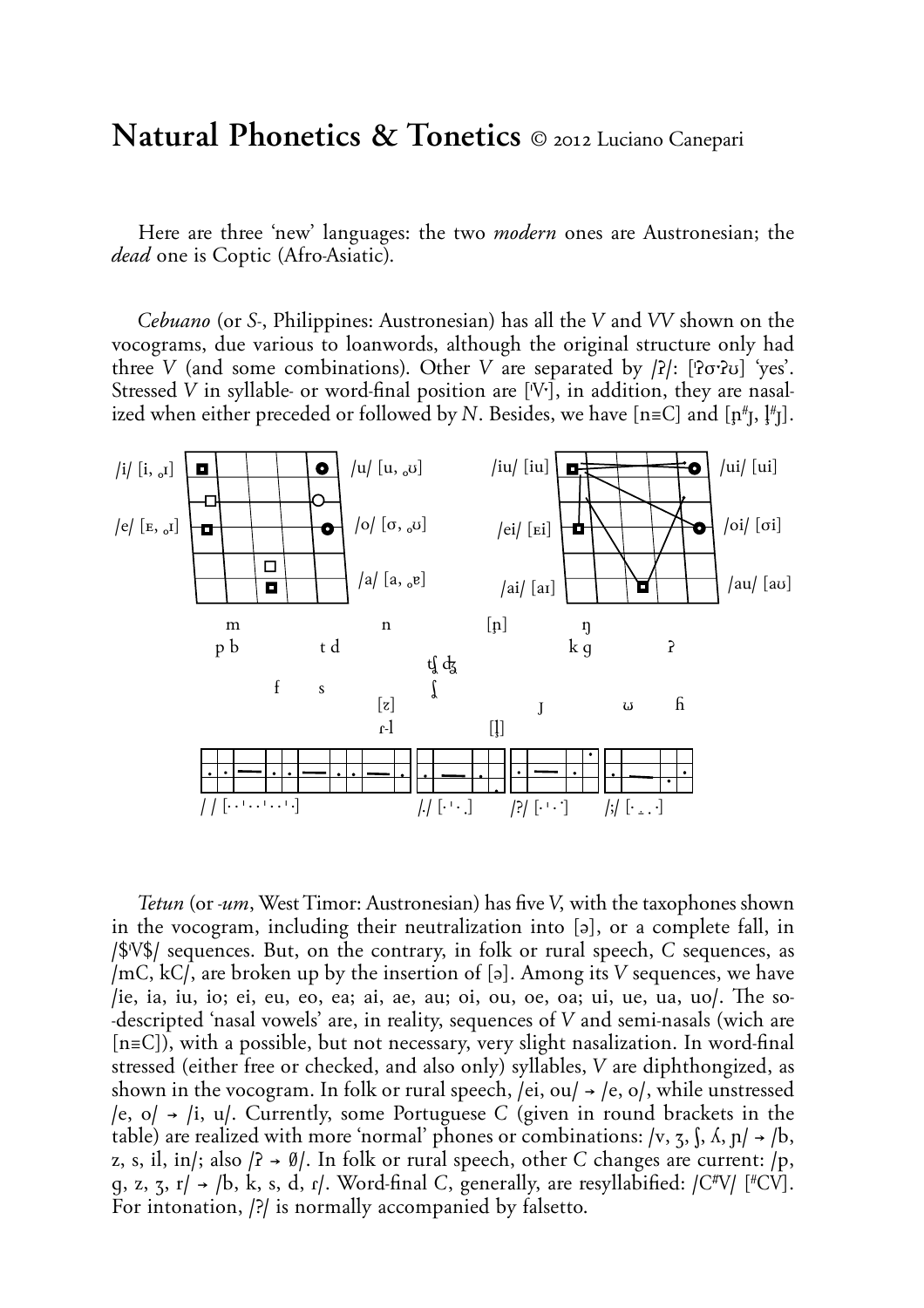# Natural Phonetics & Tonetics © 2012 Luciano Canepari

Here are three 'new' languages: the two *modern* ones are Austronesian; the *dead* one is Coptic (Afro-Asiatic).

*Cebuano* (or *S-*, Philippines: Austronesian) has all the *V* and *VV* shown on the vocograms, due various to loanwords, although the original structure only had three *V* (and some combinations). Other *V* are separated by /ʔ/: [ˈʔσ·ʔʊ] 'yes'. Stressed *V* in syllable- or word-final position are [ˈV·], in addition, they are nasalized when either preceded or followed by *N*. Besides, we have [n≡C] and [n̥ᶨɟ, l̥ᶨɟ].

/i/ [i, ₒɪ]
/e/ [ᴇ, ₒɪ]
/u/ [u, ₒʊ]
/o/ [σ, ₒʊ]
/a/ [a, ₒɐ]

/iu/ [iu]
/ei/ [ᴇi]
/ai/ [aɪ]
/ui/ [ui]
/oi/ [σi]
/au/ [aʊ]

m n [n̥] ŋ
p b t d k g ʔ
ʧ ʤ
f s ʃ
[z] ɹ ɰ ɦ
ɾ-l [l̥]

/ / [· ˈ · · ˈ · · ˈ ·]
/./ [· ˈ · .]
/?/ [· ˈ · ˙]
/;/ [· ˍ . ·]

*Tetun* (or *-um*, West Timor: Austronesian) has five *V*, with the taxophones shown in the vocogram, including their neutralization into [ə], or a complete fall, in /$V$/ sequences. But, on the contrary, in folk or rural speech, *C* sequences, as /mC, kC/, are broken up by the insertion of [ə]. Among its *V* sequences, we have /ie, ia, iu, io; ei, eu, eo, ea; ai, ae, au; oi, ou, oe, oa; ui, ue, ua, uo/. The so-descripted 'nasal vowels' are, in reality, sequences of *V* and semi-nasals (wich are [n≡C]), with a possible, but not necessary, very slight nasalization. In word-final stressed (either free or checked, and also only) syllables, *V* are diphthongized, as shown in the vocogram. In folk or rural speech, /ei, ou/ → /e, o/, while unstressed /e, o/ → /i, u/. Currently, some Portuguese *C* (given in round brackets in the table) are realized with more 'normal' phones or combinations: /v, ʒ, ʃ, ʎ, ɲ/ → /b, z, s, il, in/; also /ʔ → ∅/. In folk or rural speech, other *C* changes are current: /p, g, z, ʒ, r/ → /b, k, s, d, ɾ/. Word-final *C*, generally, are resyllabified: /Cᶨ V/ [ᶨCV]. For intonation, /?/ is normally accompanied by falsetto.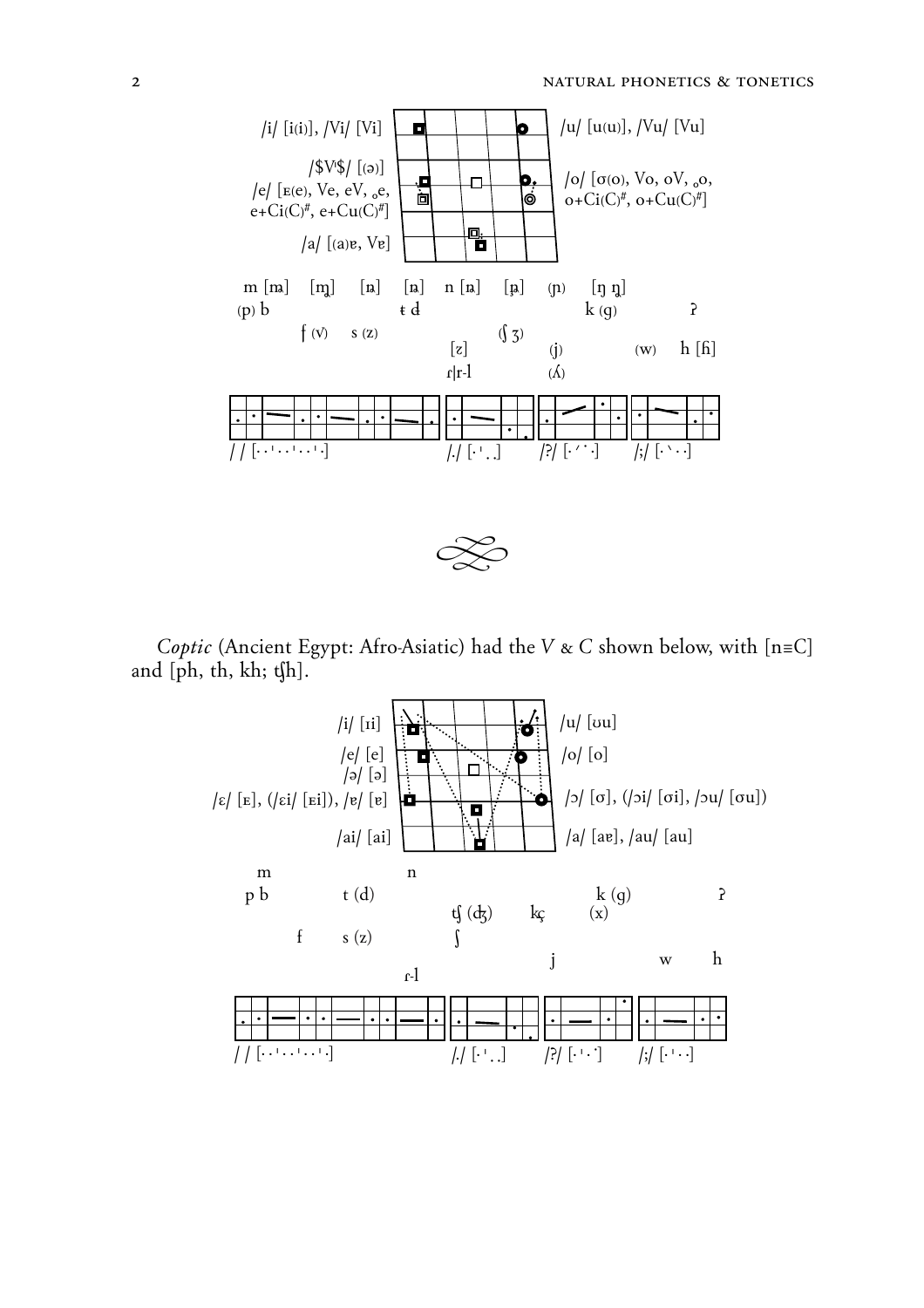/i/ [i(i)], /Vi/ [Vi]

/u/ [u(u)], /Vu/ [Vu]

/$V'$/ [(ə)]

/e/ [ᴇ(e), Ve, eV, ₒe, e+Ci(C)#, e+Cu(C)#]

/o/ [ɵ(o), Vo, oV, ₒo, o+Ci(C)#, o+Cu(C)#]

/a/ [(a)ɐ, Vɐ]

m [m̺] [ɱ] [n̪] [n̺] n [n̺] [ɲ̟] (ɲ) [ŋ ŋ̟]

(p) b ƭ ɗ k (g) ʔ

f (v) s (z) (ʃ ʒ)

[ʑ] (j) (w) h [ɦ]

ɾ|r-l (ʎ)

/ / [··ˈ··ˈ··ˈ·] /./ [·ˈ. .] /?/ [·ˊ˙·] /;/ [·ˋ··]

Coptic (Ancient Egypt: Afro-Asiatic) had the *V* & *C* shown below, with [n≡C] and [ph, th, kh; ʧh].

/i/ [ɪi]

/u/ [ʊu]

/e/ [e]

/o/ [o]

/ə/ [ə]

/ɛ/ [ᴇ], (/ɛi/ [ᴇi]), /ɐ/ [ɐ]

/ɔ/ [ɵ], (/ɔi/ [ɵi], /ɔu/ [ɵu])

/ai/ [ai]

/a/ [aɐ], /au/ [au]

m n

p b t (d) k (g) ʔ

ʧ (ʤ) kç (x)

f s (z) ʃ

j w h

ɾ-l

/ / [··ˈ··ˈ··ˈ·] /./ [·ˈ. .] /?/ [·ˈ·˙] /;/ [·ˈ··]